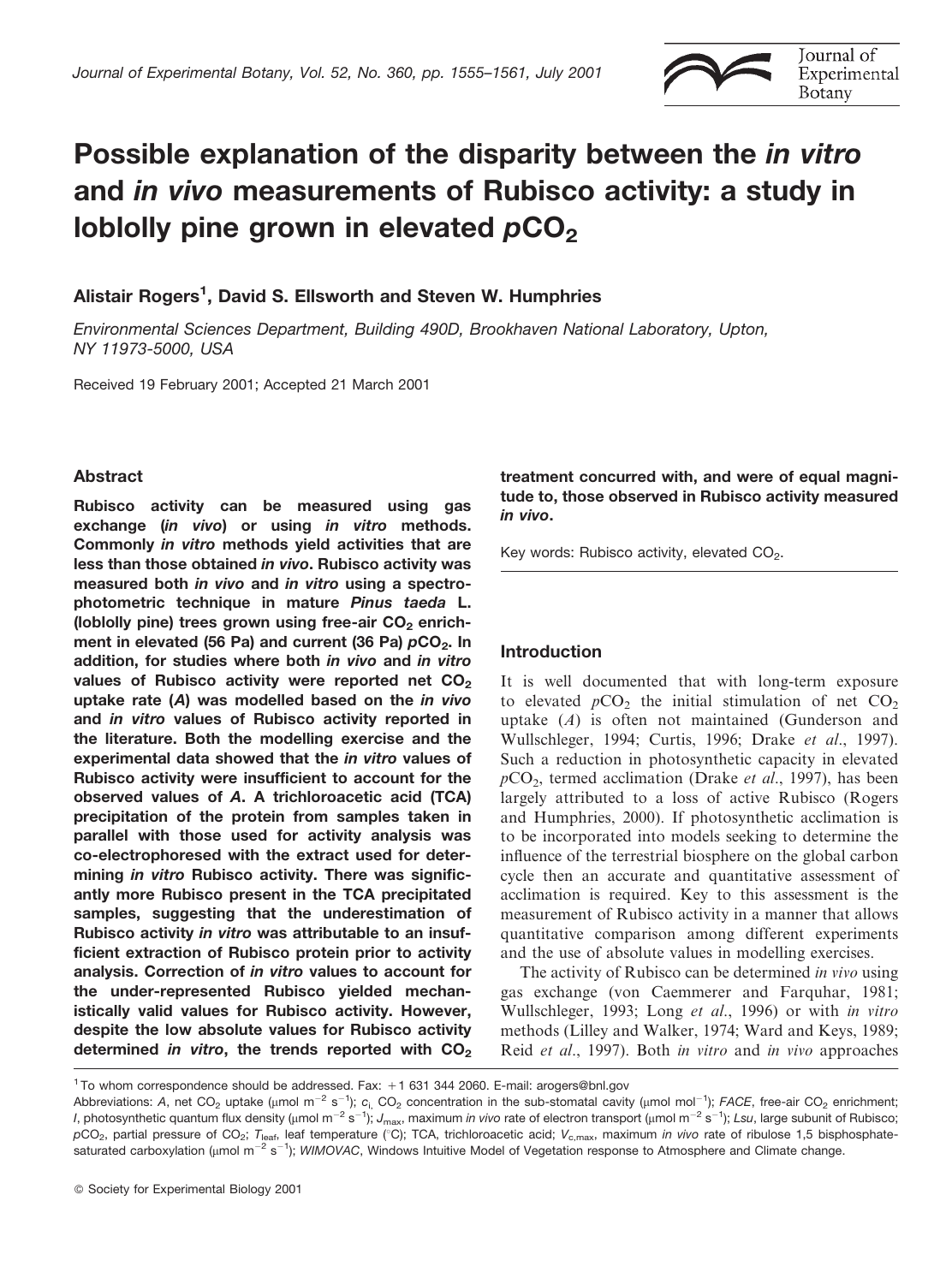# Possible explanation of the disparity between the *in vitro* and *in vivo* measurements of Rubisco activity: a study in loblolly pine grown in elevated $pCO_2$

**Alistair Rogers[1], David S. Ellsworth and Steven W. Humphries**

*Environmental Sciences Department, Building 490D, Brookhaven National Laboratory, Upton, NY 11973-5000, USA*

Received 19 February 2001; Accepted 21 March 2001

## Abstract

**Rubisco activity can be measured using gas exchange (*in vivo*) or using *in vitro* methods. Commonly *in vitro* methods yield activities that are less than those obtained *in vivo*. Rubisco activity was measured both *in vivo* and *in vitro* using a spectrophotometric technique in mature *Pinus taeda* L. (loblolly pine) trees grown using free-air $CO_2$ enrichment in elevated (56 Pa) and current (36 Pa) $pCO_2$. In addition, for studies where both *in vivo* and *in vitro* values of Rubisco activity were reported net $CO_2$ uptake rate (*A*) was modelled based on the *in vivo* and *in vitro* values of Rubisco activity reported in the literature. Both the modelling exercise and the experimental data showed that the *in vitro* values of Rubisco activity were insufficient to account for the observed values of *A*. A trichloroacetic acid (TCA) precipitation of the protein from samples taken in parallel with those used for activity analysis was co-electrophoresed with the extract used for determining *in vitro* Rubisco activity. There was significantly more Rubisco present in the TCA precipitated samples, suggesting that the underestimation of Rubisco activity *in vitro* was attributable to an insufficient extraction of Rubisco protein prior to activity analysis. Correction of *in vitro* values to account for the under-represented Rubisco yielded mechanistically valid values for Rubisco activity. However, despite the low absolute values for Rubisco activity determined *in vitro*, the trends reported with $CO_2$ treatment concurred with, and were of equal magnitude to, those observed in Rubisco activity measured *in vivo*.**

Key words: Rubisco activity, elevated $CO_2$.

## Introduction

It is well documented that with long-term exposure to elevated $pCO_2$ the initial stimulation of net $CO_2$ uptake (*A*) is often not maintained (Gunderson and Wullschleger, 1994; Curtis, 1996; Drake *et al.*, 1997). Such a reduction in photosynthetic capacity in elevated $pCO_2$, termed acclimation (Drake *et al.*, 1997), has been largely attributed to a loss of active Rubisco (Rogers and Humphries, 2000). If photosynthetic acclimation is to be incorporated into models seeking to determine the influence of the terrestrial biosphere on the global carbon cycle then an accurate and quantitative assessment of acclimation is required. Key to this assessment is the measurement of Rubisco activity in a manner that allows quantitative comparison among different experiments and the use of absolute values in modelling exercises.

The activity of Rubisco can be determined *in vivo* using gas exchange (von Caemmerer and Farquhar, 1981; Wullschleger, 1993; Long *et al.*, 1996) or with *in vitro* methods (Lilley and Walker, 1974; Ward and Keys, 1989; Reid *et al.*, 1997). Both *in vitro* and *in vivo* approaches

[1] To whom correspondence should be addressed. Fax: +1 631 344 2060. E-mail: arogers@bnl.gov

Abbreviations: *A*, net $CO_2$ uptake (μmol m$^{-2}$ s$^{-1}$); $c_i$, $CO_2$ concentration in the sub-stomatal cavity (μmol mol$^{-1}$); *FACE*, free-air $CO_2$ enrichment; *I*, photosynthetic quantum flux density (μmol m$^{-2}$ s$^{-1}$); $J_{max}$, maximum *in vivo* rate of electron transport (μmol m$^{-2}$ s$^{-1}$); *Lsu*, large subunit of Rubisco; $pCO_2$, partial pressure of $CO_2$; $T_{leaf}$, leaf temperature (°C); TCA, trichloroacetic acid; $V_{c,max}$, maximum *in vivo* rate of ribulose 1,5 bisphosphate-saturated carboxylation (μmol m$^{-2}$ s$^{-1}$); *WIMOVAC*, Windows Intuitive Model of Vegetation response to Atmosphere and Climate change.

© Society for Experimental Biology 2001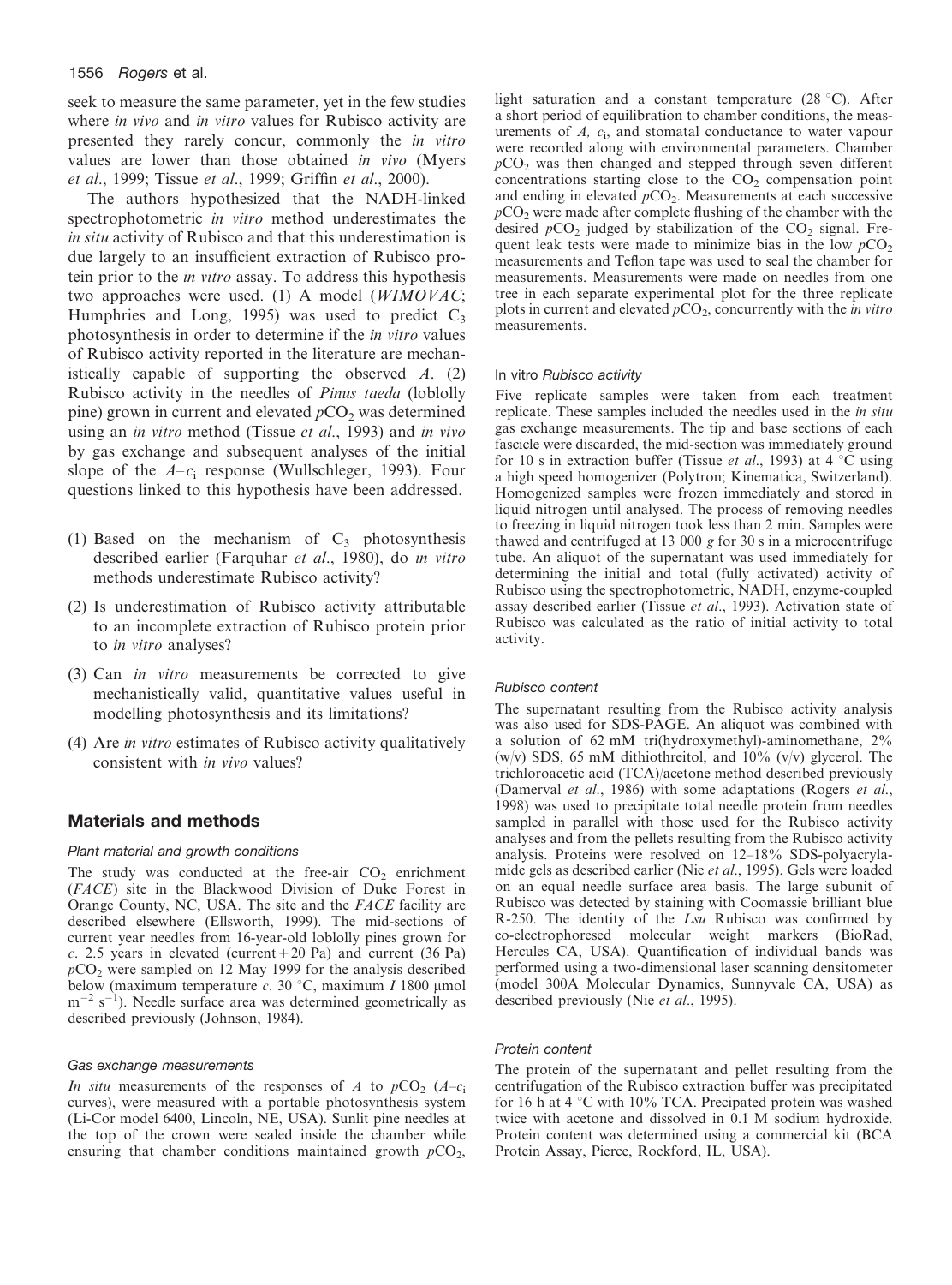seek to measure the same parameter, yet in the few studies where *in vivo* and *in vitro* values for Rubisco activity are presented they rarely concur, commonly the *in vitro* values are lower than those obtained *in vivo* (Myers *et al*., 1999; Tissue *et al*., 1999; Griffin *et al*., 2000).

The authors hypothesized that the NADH-linked spectrophotometric *in vitro* method underestimates the *in situ* activity of Rubisco and that this underestimation is due largely to an insufficient extraction of Rubisco protein prior to the *in vitro* assay. To address this hypothesis two approaches were used. (1) A model (*WIMOVAC*; Humphries and Long, 1995) was used to predict $C_3$ photosynthesis in order to determine if the *in vitro* values of Rubisco activity reported in the literature are mechanistically capable of supporting the observed *A*. (2) Rubisco activity in the needles of *Pinus taeda* (loblolly pine) grown in current and elevated $pCO_2$ was determined using an *in vitro* method (Tissue *et al*., 1993) and *in vivo* by gas exchange and subsequent analyses of the initial slope of the $A$–$c_i$ response (Wullschleger, 1993). Four questions linked to this hypothesis have been addressed.

(1) Based on the mechanism of $C_3$ photosynthesis described earlier (Farquhar *et al*., 1980), do *in vitro* methods underestimate Rubisco activity?

(2) Is underestimation of Rubisco activity attributable to an incomplete extraction of Rubisco protein prior to *in vitro* analyses?

(3) Can *in vitro* measurements be corrected to give mechanistically valid, quantitative values useful in modelling photosynthesis and its limitations?

(4) Are *in vitro* estimates of Rubisco activity qualitatively consistent with *in vivo* values?

## Materials and methods

### Plant material and growth conditions

The study was conducted at the free-air $CO_2$ enrichment (*FACE*) site in the Blackwood Division of Duke Forest in Orange County, NC, USA. The site and the *FACE* facility are described elsewhere (Ellsworth, 1999). The mid-sections of current year needles from 16-year-old loblolly pines grown for *c*. 2.5 years in elevated (current + 20 Pa) and current (36 Pa) $pCO_2$ were sampled on 12 May 1999 for the analysis described below (maximum temperature *c*. 30 °C, maximum *I* 1800 μmol $m^{-2}$ $s^{-1}$). Needle surface area was determined geometrically as described previously (Johnson, 1984).

### Gas exchange measurements

*In situ* measurements of the responses of *A* to $pCO_2$ ($A$–$c_i$ curves), were measured with a portable photosynthesis system (Li-Cor model 6400, Lincoln, NE, USA). Sunlit pine needles at the top of the crown were sealed inside the chamber while ensuring that chamber conditions maintained growth $pCO_2$, light saturation and a constant temperature (28 °C). After a short period of equilibration to chamber conditions, the measurements of *A*, $c_i$, and stomatal conductance to water vapour were recorded along with environmental parameters. Chamber $pCO_2$ was then changed and stepped through seven different concentrations starting close to the $CO_2$ compensation point and ending in elevated $pCO_2$. Measurements at each successive $pCO_2$ were made after complete flushing of the chamber with the desired $pCO_2$ judged by stabilization of the $CO_2$ signal. Frequent leak tests were made to minimize bias in the low $pCO_2$ measurements and Teflon tape was used to seal the chamber for measurements. Measurements were made on needles from one tree in each separate experimental plot for the three replicate plots in current and elevated $pCO_2$, concurrently with the *in vitro* measurements.

### In vitro Rubisco activity

Five replicate samples were taken from each treatment replicate. These samples included the needles used in the *in situ* gas exchange measurements. The tip and base sections of each fascicle were discarded, the mid-section was immediately ground for 10 s in extraction buffer (Tissue *et al*., 1993) at 4 °C using a high speed homogenizer (Polytron; Kinematica, Switzerland). Homogenized samples were frozen immediately and stored in liquid nitrogen until analysed. The process of removing needles to freezing in liquid nitrogen took less than 2 min. Samples were thawed and centrifuged at 13 000 *g* for 30 s in a microcentrifuge tube. An aliquot of the supernatant was used immediately for determining the initial and total (fully activated) activity of Rubisco using the spectrophotometric, NADH, enzyme-coupled assay described earlier (Tissue *et al*., 1993). Activation state of Rubisco was calculated as the ratio of initial activity to total activity.

### Rubisco content

The supernatant resulting from the Rubisco activity analysis was also used for SDS-PAGE. An aliquot was combined with a solution of 62 mM tri(hydroxymethyl)-aminomethane, 2% (w/v) SDS, 65 mM dithiothreitol, and 10% (v/v) glycerol. The trichloroacetic acid (TCA)/acetone method described previously (Damerval *et al*., 1986) with some adaptations (Rogers *et al*., 1998) was used to precipitate total needle protein from needles sampled in parallel with those used for the Rubisco activity analyses and from the pellets resulting from the Rubisco activity analysis. Proteins were resolved on 12–18% SDS-polyacrylamide gels as described earlier (Nie *et al*., 1995). Gels were loaded on an equal needle surface area basis. The large subunit of Rubisco was detected by staining with Coomassie brilliant blue R-250. The identity of the *Lsu* Rubisco was confirmed by co-electrophoresed molecular weight markers (BioRad, Hercules CA, USA). Quantification of individual bands was performed using a two-dimensional laser scanning densitometer (model 300A Molecular Dynamics, Sunnyvale CA, USA) as described previously (Nie *et al*., 1995).

### Protein content

The protein of the supernatant and pellet resulting from the centrifugation of the Rubisco extraction buffer was precipitated for 16 h at 4 °C with 10% TCA. Precipated protein was washed twice with acetone and dissolved in 0.1 M sodium hydroxide. Protein content was determined using a commercial kit (BCA Protein Assay, Pierce, Rockford, IL, USA).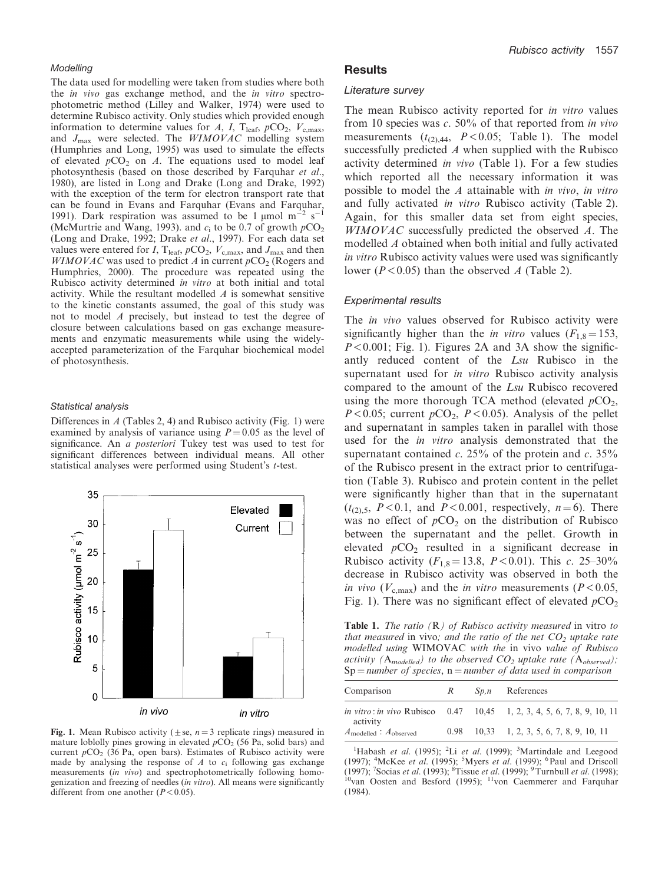### Modelling

The data used for modelling were taken from studies where both the *in vivo* gas exchange method, and the *in vitro* spectrophotometric method (Lilley and Walker, 1974) were used to determine Rubisco activity. Only studies which provided enough information to determine values for $A$, $I$, $T_{leaf}$, $pCO_2$, $V_{c,max}$, and $J_{max}$ were selected. The *WIMOVAC* modelling system (Humphries and Long, 1995) was used to simulate the effects of elevated $pCO_2$ on $A$. The equations used to model leaf photosynthesis (based on those described by Farquhar *et al*., 1980), are listed in Long and Drake (Long and Drake, 1992) with the exception of the term for electron transport rate that can be found in Evans and Farquhar (Evans and Farquhar, 1991). Dark respiration was assumed to be 1 μmol $m^{-2}$ $s^{-1}$ (McMurtrie and Wang, 1993). and $c_i$ to be 0.7 of growth $pCO_2$ (Long and Drake, 1992; Drake *et al*., 1997). For each data set values were entered for $I$, $T_{leaf}$, $pCO_2$, $V_{c,max}$, and $J_{max}$ and then *WIMOVAC* was used to predict $A$ in current $pCO_2$ (Rogers and Humphries, 2000). The procedure was repeated using the Rubisco activity determined *in vitro* at both initial and total activity. While the resultant modelled $A$ is somewhat sensitive to the kinetic constants assumed, the goal of this study was not to model $A$ precisely, but instead to test the degree of closure between calculations based on gas exchange measurements and enzymatic measurements while using the widely-accepted parameterization of the Farquhar biochemical model of photosynthesis.

### Statistical analysis

Differences in $A$ (Tables 2, 4) and Rubisco activity (Fig. 1) were examined by analysis of variance using $P = 0.05$ as the level of significance. An *a posteriori* Tukey test was used to test for significant differences between individual means. All other statistical analyses were performed using Student's *t*-test.

**Fig. 1.** Mean Rubisco activity (±se, $n = 3$ replicate rings) measured in mature loblolly pines growing in elevated $pCO_2$ (56 Pa, solid bars) and current $pCO_2$ (36 Pa, open bars). Estimates of Rubisco activity were made by analysing the response of $A$ to $c_i$ following gas exchange measurements (*in vivo*) and spectrophotometrically following homogenization and freezing of needles (*in vitro*). All means were significantly different from one another ($P < 0.05$).

## Results

### Literature survey

The mean Rubisco activity reported for *in vitro* values from 10 species was *c*. 50% of that reported from *in vivo* measurements ($t_{(2),44}$, $P < 0.05$; Table 1). The model successfully predicted $A$ when supplied with the Rubisco activity determined *in vivo* (Table 1). For a few studies which reported all the necessary information it was possible to model the $A$ attainable with *in vivo*, *in vitro* and fully activated *in vitro* Rubisco activity (Table 2). Again, for this smaller data set from eight species, *WIMOVAC* successfully predicted the observed $A$. The modelled $A$ obtained when both initial and fully activated *in vitro* Rubisco activity values were used was significantly lower ($P < 0.05$) than the observed $A$ (Table 2).

### Experimental results

The *in vivo* values observed for Rubisco activity were significantly higher than the *in vitro* values ($F_{1,8} = 153$, $P < 0.001$; Fig. 1). Figures 2A and 3A show the significantly reduced content of the *Lsu* Rubisco in the supernatant used for *in vitro* Rubisco activity analysis compared to the amount of the *Lsu* Rubisco recovered using the more thorough TCA method (elevated $pCO_2$, $P < 0.05$; current $pCO_2$, $P < 0.05$). Analysis of the pellet and supernatant in samples taken in parallel with those used for the *in vitro* analysis demonstrated that the supernatant contained *c*. 25% of the protein and *c*. 35% of the Rubisco present in the extract prior to centrifugation (Table 3). Rubisco and protein content in the pellet were significantly higher than that in the supernatant ($t_{(2),5}$, $P < 0.1$, and $P < 0.001$, respectively, $n = 6$). There was no effect of $pCO_2$ on the distribution of Rubisco between the supernatant and the pellet. Growth in elevated $pCO_2$ resulted in a significant decrease in Rubisco activity ($F_{1,8} = 13.8$, $P < 0.01$). This *c*. 25–30% decrease in Rubisco activity was observed in both the *in vivo* ($V_{c,max}$) and the *in vitro* measurements ($P < 0.05$, Fig. 1). There was no significant effect of elevated $pCO_2$

**Table 1.** *The ratio (*R*) of Rubisco activity measured* in vitro *to that measured* in vivo*; and the ratio of the net $CO_2$ uptake rate modelled using* WIMOVAC *with the* in vivo *value of Rubisco activity ($A_{modelled}$) to the observed $CO_2$ uptake rate ($A_{observed}$); Sp = number of species, n = number of data used in comparison*

| Comparison | $R$ | *Sp,n* | References |
|---|---|---|---|
| *in vitro* : *in vivo* Rubisco activity | 0.47 | 10,45 | 1, 2, 3, 4, 5, 6, 7, 8, 9, 10, 11 |
| $A_{modelled}$ : $A_{observed}$ | 0.98 | 10,33 | 1, 2, 3, 5, 6, 7, 8, 9, 10, 11 |

[1]Habash *et al*. (1995); [2]Li *et al*. (1999); [3]Martindale and Leegood (1997); [4]McKee *et al*. (1995); [5]Myers *et al*. (1999); [6]Paul and Driscoll (1997); [7]Socias *et al*. (1993); [8]Tissue *et al*. (1999); [9]Turnbull *et al*. (1998); [10]van Oosten and Besford (1995); [11]von Caemmerer and Farquhar (1984).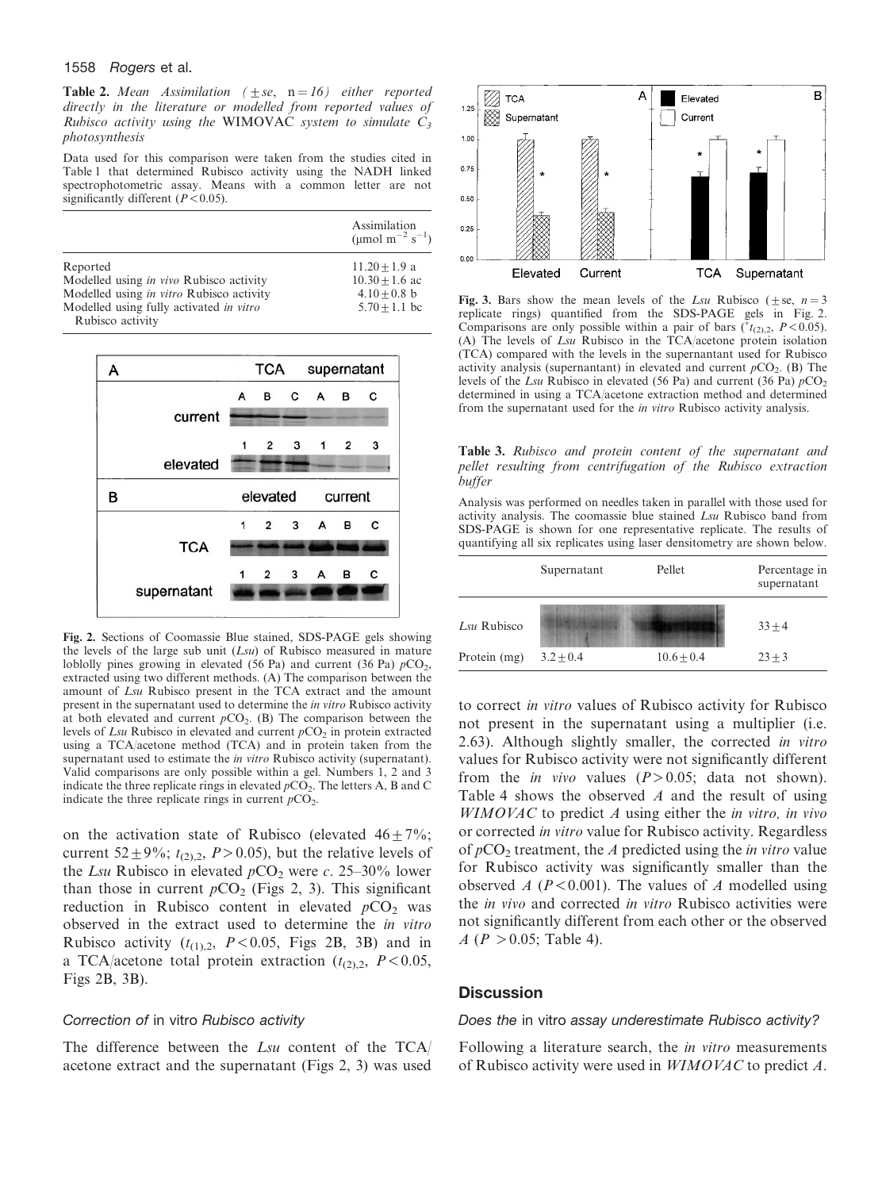**Table 2.** *Mean Assimilation (±se, n = 16) either reported directly in the literature or modelled from reported values of Rubisco activity using the* WIMOVAC *system to simulate $C_3$ photosynthesis*

Data used for this comparison were taken from the studies cited in Table 1 that determined Rubisco activity using the NADH linked spectrophotometric assay. Means with a common letter are not significantly different ($P < 0.05$).

| | Assimilation (μmol $m^{-2}$ $s^{-1}$) |
|---|---|
| Reported | 11.20 ± 1.9 a |
| Modelled using *in vivo* Rubisco activity | 10.30 ± 1.6 ac |
| Modelled using *in vitro* Rubisco activity | 4.10 ± 0.8 b |
| Modelled using fully activated *in vitro* Rubisco activity | 5.70 ± 1.1 bc |

**Fig. 2.** Sections of Coomassie Blue stained, SDS-PAGE gels showing the levels of the large sub unit (*Lsu*) of Rubisco measured in mature loblolly pines growing in elevated (56 Pa) and current (36 Pa) $pCO_2$, extracted using two different methods. (A) The comparison between the amount of *Lsu* Rubisco present in the TCA extract and the amount present in the supernatant used to determine the *in vitro* Rubisco activity at both elevated and current $pCO_2$. (B) The comparison between the levels of *Lsu* Rubisco in elevated and current $pCO_2$ in protein extracted using a TCA/acetone method (TCA) and in protein taken from the supernatant used to estimate the *in vitro* Rubisco activity (supernatant). Valid comparisons are only possible within a gel. Numbers 1, 2 and 3 indicate the three replicate rings in elevated $pCO_2$. The letters A, B and C indicate the three replicate rings in current $pCO_2$.

on the activation state of Rubisco (elevated 46 ± 7%; current 52 ± 9%; $t_{(2),2}$, $P > 0.05$), but the relative levels of the *Lsu* Rubisco in elevated $pCO_2$ were *c.* 25–30% lower than those in current $pCO_2$ (Figs 2, 3). This significant reduction in Rubisco content in elevated $pCO_2$ was observed in the extract used to determine the *in vitro* Rubisco activity ($t_{(1),2}$, $P < 0.05$, Figs 2B, 3B) and in a TCA/acetone total protein extraction ($t_{(2),2}$, $P < 0.05$, Figs 2B, 3B).

### Correction of *in vitro* Rubisco activity

The difference between the *Lsu* content of the TCA/acetone extract and the supernatant (Figs 2, 3) was used

**Fig. 3.** Bars show the mean levels of the *Lsu* Rubisco (±se, $n = 3$ replicate rings) quantified from the SDS-PAGE gels in Fig. 2. Comparisons are only possible within a pair of bars ($^{*}t_{(2),2}$, $P < 0.05$). (A) The levels of *Lsu* Rubisco in the TCA/acetone protein isolation (TCA) compared with the levels in the supernatant used for Rubisco activity analysis (supernatant) in elevated and current $pCO_2$. (B) The levels of the *Lsu* Rubisco in elevated (56 Pa) and current (36 Pa) $pCO_2$ determined in using a TCA/acetone extraction method and determined from the supernatant used for the *in vitro* Rubisco activity analysis.

**Table 3.** *Rubisco and protein content of the supernatant and pellet resulting from centrifugation of the Rubisco extraction buffer*

Analysis was performed on needles taken in parallel with those used for activity analysis. The coomassie blue stained *Lsu* Rubisco band from SDS-PAGE is shown for one representative replicate. The results of quantifying all six replicates using laser densitometry are shown below.

| | Supernatant | Pellet | Percentage in supernatant |
|---|---|---|---|
| *Lsu* Rubisco | | | 33 ± 4 |
| Protein (mg) | 3.2 ± 0.4 | 10.6 ± 0.4 | 23 ± 3 |

to correct *in vitro* values of Rubisco activity for Rubisco not present in the supernatant using a multiplier (i.e. 2.63). Although slightly smaller, the corrected *in vitro* values for Rubisco activity were not significantly different from the *in vivo* values ($P > 0.05$; data not shown). Table 4 shows the observed *A* and the result of using *WIMOVAC* to predict *A* using either the *in vitro, in vivo* or corrected *in vitro* value for Rubisco activity. Regardless of $pCO_2$ treatment, the *A* predicted using the *in vitro* value for Rubisco activity was significantly smaller than the observed *A* ($P < 0.001$). The values of *A* modelled using the *in vivo* and corrected *in vitro* Rubisco activities were not significantly different from each other or the observed *A* ($P > 0.05$; Table 4).

## Discussion

### Does the *in vitro* assay underestimate Rubisco activity?

Following a literature search, the *in vitro* measurements of Rubisco activity were used in *WIMOVAC* to predict *A*.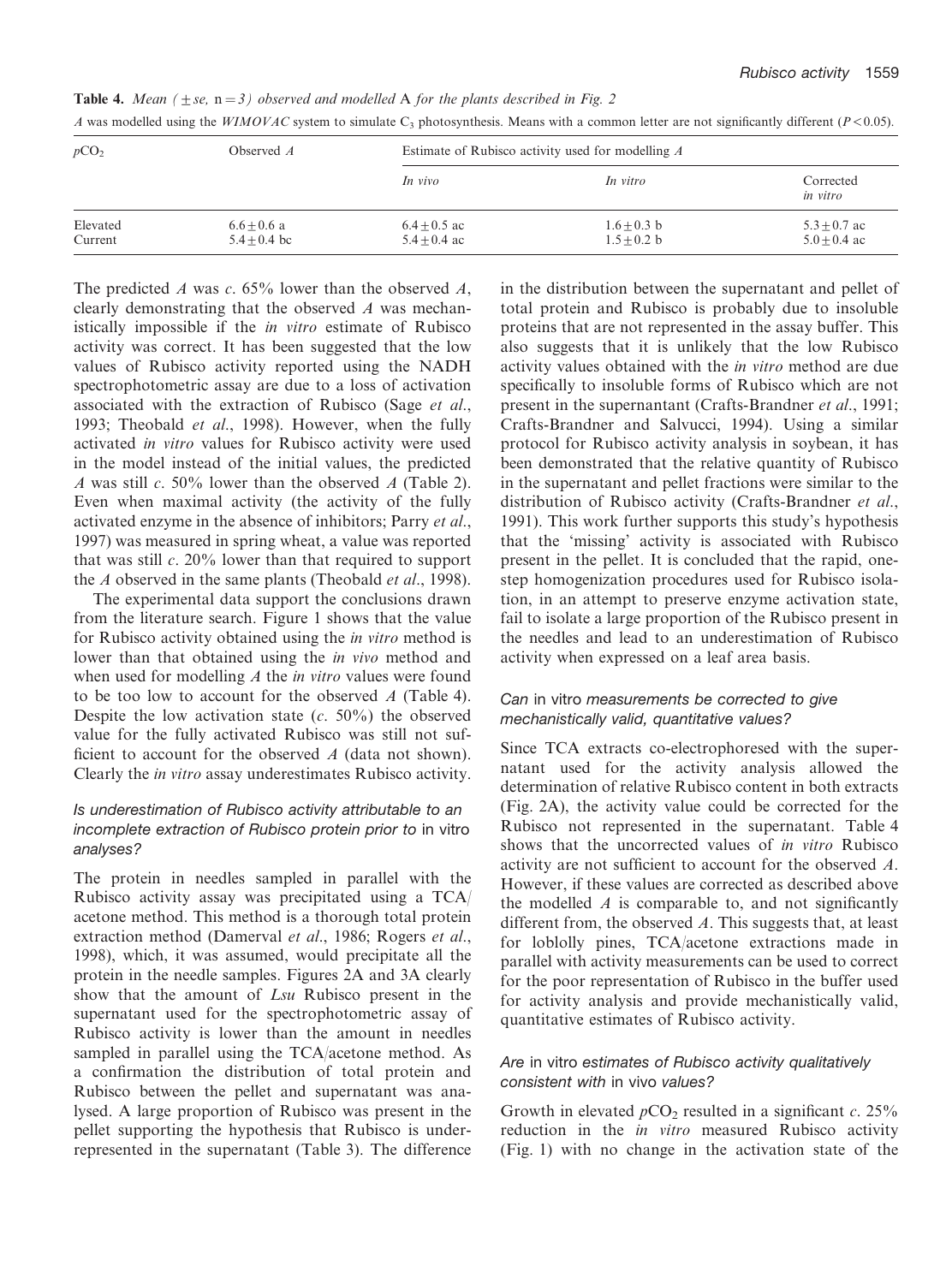**Table 4.** *Mean (±se, n = 3) observed and modelled* A *for the plants described in Fig. 2*

*A* was modelled using the *WIMOVAC* system to simulate $C_3$ photosynthesis. Means with a common letter are not significantly different ($P < 0.05$).

| $pCO_2$ | Observed *A* | Estimate of Rubisco activity used for modelling *A* | | |
|---|---|---|---|---|
| | | *In vivo* | *In vitro* | Corrected *in vitro* |
| Elevated | 6.6 ± 0.6 a | 6.4 ± 0.5 ac | 1.6 ± 0.3 b | 5.3 ± 0.7 ac |
| Current | 5.4 ± 0.4 bc | 5.4 ± 0.4 ac | 1.5 ± 0.2 b | 5.0 ± 0.4 ac |

The predicted *A* was *c.* 65% lower than the observed *A*, clearly demonstrating that the observed *A* was mechanistically impossible if the *in vitro* estimate of Rubisco activity was correct. It has been suggested that the low values of Rubisco activity reported using the NADH spectrophotometric assay are due to a loss of activation associated with the extraction of Rubisco (Sage *et al.*, 1993; Theobald *et al.*, 1998). However, when the fully activated *in vitro* values for Rubisco activity were used in the model instead of the initial values, the predicted *A* was still *c.* 50% lower than the observed *A* (Table 2). Even when maximal activity (the activity of the fully activated enzyme in the absence of inhibitors; Parry *et al.*, 1997) was measured in spring wheat, a value was reported that was still *c.* 20% lower than that required to support the *A* observed in the same plants (Theobald *et al.*, 1998).

The experimental data support the conclusions drawn from the literature search. Figure 1 shows that the value for Rubisco activity obtained using the *in vitro* method is lower than that obtained using the *in vivo* method and when used for modelling *A* the *in vitro* values were found to be too low to account for the observed *A* (Table 4). Despite the low activation state (*c.* 50%) the observed value for the fully activated Rubisco was still not sufficient to account for the observed *A* (data not shown). Clearly the *in vitro* assay underestimates Rubisco activity.

### *Is underestimation of Rubisco activity attributable to an incomplete extraction of Rubisco protein prior to* in vitro *analyses?*

The protein in needles sampled in parallel with the Rubisco activity assay was precipitated using a TCA/acetone method. This method is a thorough total protein extraction method (Damerval *et al.*, 1986; Rogers *et al.*, 1998), which, it was assumed, would precipitate all the protein in the needle samples. Figures 2A and 3A clearly show that the amount of *Lsu* Rubisco present in the supernatant used for the spectrophotometric assay of Rubisco activity is lower than the amount in needles sampled in parallel using the TCA/acetone method. As a confirmation the distribution of total protein and Rubisco between the pellet and supernatant was analysed. A large proportion of Rubisco was present in the pellet supporting the hypothesis that Rubisco is under-represented in the supernatant (Table 3). The difference in the distribution between the supernatant and pellet of total protein and Rubisco is probably due to insoluble proteins that are not represented in the assay buffer. This also suggests that it is unlikely that the low Rubisco activity values obtained with the *in vitro* method are due specifically to insoluble forms of Rubisco which are not present in the supernantant (Crafts-Brandner *et al.*, 1991; Crafts-Brandner and Salvucci, 1994). Using a similar protocol for Rubisco activity analysis in soybean, it has been demonstrated that the relative quantity of Rubisco in the supernatant and pellet fractions were similar to the distribution of Rubisco activity (Crafts-Brandner *et al.*, 1991). This work further supports this study's hypothesis that the 'missing' activity is associated with Rubisco present in the pellet. It is concluded that the rapid, one-step homogenization procedures used for Rubisco isolation, in an attempt to preserve enzyme activation state, fail to isolate a large proportion of the Rubisco present in the needles and lead to an underestimation of Rubisco activity when expressed on a leaf area basis.

### *Can* in vitro *measurements be corrected to give mechanistically valid, quantitative values?*

Since TCA extracts co-electrophoresed with the supernatant used for the activity analysis allowed the determination of relative Rubisco content in both extracts (Fig. 2A), the activity value could be corrected for the Rubisco not represented in the supernatant. Table 4 shows that the uncorrected values of *in vitro* Rubisco activity are not sufficient to account for the observed *A*. However, if these values are corrected as described above the modelled *A* is comparable to, and not significantly different from, the observed *A*. This suggests that, at least for loblolly pines, TCA/acetone extractions made in parallel with activity measurements can be used to correct for the poor representation of Rubisco in the buffer used for activity analysis and provide mechanistically valid, quantitative estimates of Rubisco activity.

### *Are* in vitro *estimates of Rubisco activity qualitatively consistent with* in vivo *values?*

Growth in elevated $pCO_2$ resulted in a significant *c.* 25% reduction in the *in vitro* measured Rubisco activity (Fig. 1) with no change in the activation state of the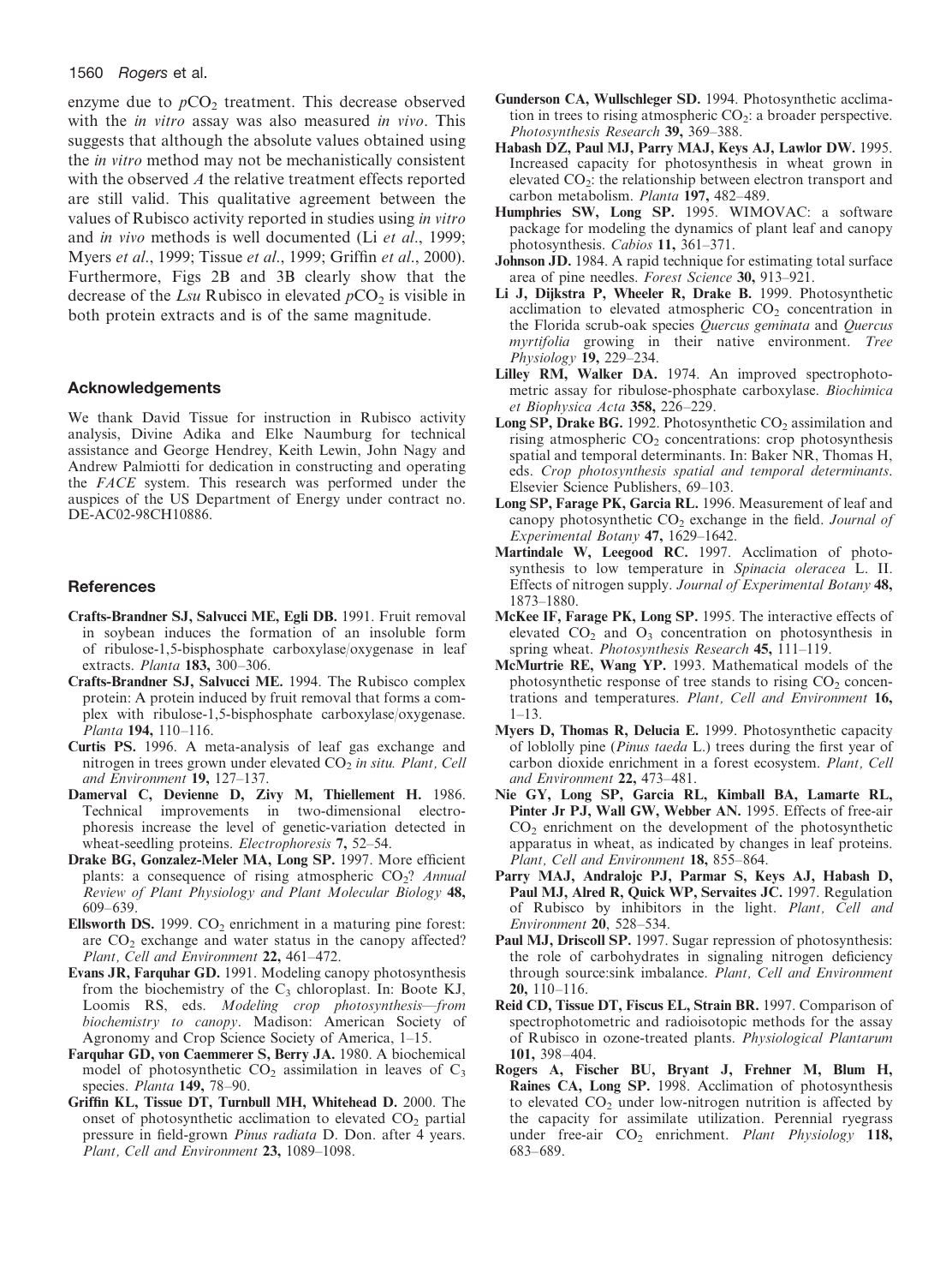enzyme due to $pCO_2$ treatment. This decrease observed with the *in vitro* assay was also measured *in vivo*. This suggests that although the absolute values obtained using the *in vitro* method may not be mechanistically consistent with the observed *A* the relative treatment effects reported are still valid. This qualitative agreement between the values of Rubisco activity reported in studies using *in vitro* and *in vivo* methods is well documented (Li *et al*., 1999; Myers *et al*., 1999; Tissue *et al*., 1999; Griffin *et al*., 2000). Furthermore, Figs 2B and 3B clearly show that the decrease of the *Lsu* Rubisco in elevated $pCO_2$ is visible in both protein extracts and is of the same magnitude.

## Acknowledgements

We thank David Tissue for instruction in Rubisco activity analysis, Divine Adika and Elke Naumburg for technical assistance and George Hendrey, Keith Lewin, John Nagy and Andrew Palmiotti for dedication in constructing and operating the *FACE* system. This research was performed under the auspices of the US Department of Energy under contract no. DE-AC02-98CH10886.

## References

**Crafts-Brandner SJ, Salvucci ME, Egli DB.** 1991. Fruit removal in soybean induces the formation of an insoluble form of ribulose-1,5-bisphosphate carboxylase/oxygenase in leaf extracts. *Planta* **183,** 300–306.

**Crafts-Brandner SJ, Salvucci ME.** 1994. The Rubisco complex protein: A protein induced by fruit removal that forms a complex with ribulose-1,5-bisphosphate carboxylase/oxygenase. *Planta* **194,** 110–116.

**Curtis PS.** 1996. A meta-analysis of leaf gas exchange and nitrogen in trees grown under elevated $CO_2$ *in situ. Plant, Cell and Environment* **19,** 127–137.

**Damerval C, Devienne D, Zivy M, Thiellement H.** 1986. Technical improvements in two-dimensional electrophoresis increase the level of genetic-variation detected in wheat-seedling proteins. *Electrophoresis* **7,** 52–54.

**Drake BG, Gonzalez-Meler MA, Long SP.** 1997. More efficient plants: a consequence of rising atmospheric $CO_2$? *Annual Review of Plant Physiology and Plant Molecular Biology* **48,** 609–639.

**Ellsworth DS.** 1999. $CO_2$ enrichment in a maturing pine forest: are $CO_2$ exchange and water status in the canopy affected? *Plant, Cell and Environment* **22,** 461–472.

**Evans JR, Farquhar GD.** 1991. Modeling canopy photosynthesis from the biochemistry of the $C_3$ chloroplast. In: Boote KJ, Loomis RS, eds. *Modeling crop photosynthesis—from biochemistry to canopy*. Madison: American Society of Agronomy and Crop Science Society of America, 1–15.

**Farquhar GD, von Caemmerer S, Berry JA.** 1980. A biochemical model of photosynthetic $CO_2$ assimilation in leaves of $C_3$ species. *Planta* **149,** 78–90.

**Griffin KL, Tissue DT, Turnbull MH, Whitehead D.** 2000. The onset of photosynthetic acclimation to elevated $CO_2$ partial pressure in field-grown *Pinus radiata* D. Don. after 4 years. *Plant, Cell and Environment* **23,** 1089–1098.

**Gunderson CA, Wullschleger SD.** 1994. Photosynthetic acclimation in trees to rising atmospheric $CO_2$: a broader perspective. *Photosynthesis Research* **39,** 369–388.

**Habash DZ, Paul MJ, Parry MAJ, Keys AJ, Lawlor DW.** 1995. Increased capacity for photosynthesis in wheat grown in elevated $CO_2$: the relationship between electron transport and carbon metabolism. *Planta* **197,** 482–489.

**Humphries SW, Long SP.** 1995. WIMOVAC: a software package for modeling the dynamics of plant leaf and canopy photosynthesis. *Cabios* **11,** 361–371.

**Johnson JD.** 1984. A rapid technique for estimating total surface area of pine needles. *Forest Science* **30,** 913–921.

**Li J, Dijkstra P, Wheeler R, Drake B.** 1999. Photosynthetic acclimation to elevated atmospheric $CO_2$ concentration in the Florida scrub-oak species *Quercus geminata* and *Quercus myrtifolia* growing in their native environment. *Tree Physiology* **19,** 229–234.

**Lilley RM, Walker DA.** 1974. An improved spectrophotometric assay for ribulose-phosphate carboxylase. *Biochimica et Biophysica Acta* **358,** 226–229.

**Long SP, Drake BG.** 1992. Photosynthetic $CO_2$ assimilation and rising atmospheric $CO_2$ concentrations: crop photosynthesis spatial and temporal determinants. In: Baker NR, Thomas H, eds. *Crop photosynthesis spatial and temporal determinants*. Elsevier Science Publishers, 69–103.

**Long SP, Farage PK, Garcia RL.** 1996. Measurement of leaf and canopy photosynthetic $CO_2$ exchange in the field. *Journal of Experimental Botany* **47,** 1629–1642.

**Martindale W, Leegood RC.** 1997. Acclimation of photosynthesis to low temperature in *Spinacia oleracea* L. II. Effects of nitrogen supply. *Journal of Experimental Botany* **48,** 1873–1880.

**McKee IF, Farage PK, Long SP.** 1995. The interactive effects of elevated $CO_2$ and $O_3$ concentration on photosynthesis in spring wheat. *Photosynthesis Research* **45,** 111–119.

**McMurtrie RE, Wang YP.** 1993. Mathematical models of the photosynthetic response of tree stands to rising $CO_2$ concentrations and temperatures. *Plant, Cell and Environment* **16,** 1–13.

**Myers D, Thomas R, Delucia E.** 1999. Photosynthetic capacity of loblolly pine (*Pinus taeda* L.) trees during the first year of carbon dioxide enrichment in a forest ecosystem. *Plant, Cell and Environment* **22,** 473–481.

**Nie GY, Long SP, Garcia RL, Kimball BA, Lamarte RL, Pinter Jr PJ, Wall GW, Webber AN.** 1995. Effects of free-air $CO_2$ enrichment on the development of the photosynthetic apparatus in wheat, as indicated by changes in leaf proteins. *Plant, Cell and Environment* **18,** 855–864.

**Parry MAJ, Andralojc PJ, Parmar S, Keys AJ, Habash D, Paul MJ, Alred R, Quick WP, Servaites JC.** 1997. Regulation of Rubisco by inhibitors in the light. *Plant, Cell and Environment* **20**, 528–534.

**Paul MJ, Driscoll SP.** 1997. Sugar repression of photosynthesis: the role of carbohydrates in signaling nitrogen deficiency through source:sink imbalance. *Plant, Cell and Environment* **20,** 110–116.

**Reid CD, Tissue DT, Fiscus EL, Strain BR.** 1997. Comparison of spectrophotometric and radioisotopic methods for the assay of Rubisco in ozone-treated plants. *Physiological Plantarum* **101,** 398–404.

**Rogers A, Fischer BU, Bryant J, Frehner M, Blum H, Raines CA, Long SP.** 1998. Acclimation of photosynthesis to elevated $CO_2$ under low-nitrogen nutrition is affected by the capacity for assimilate utilization. Perennial ryegrass under free-air $CO_2$ enrichment. *Plant Physiology* **118,** 683–689.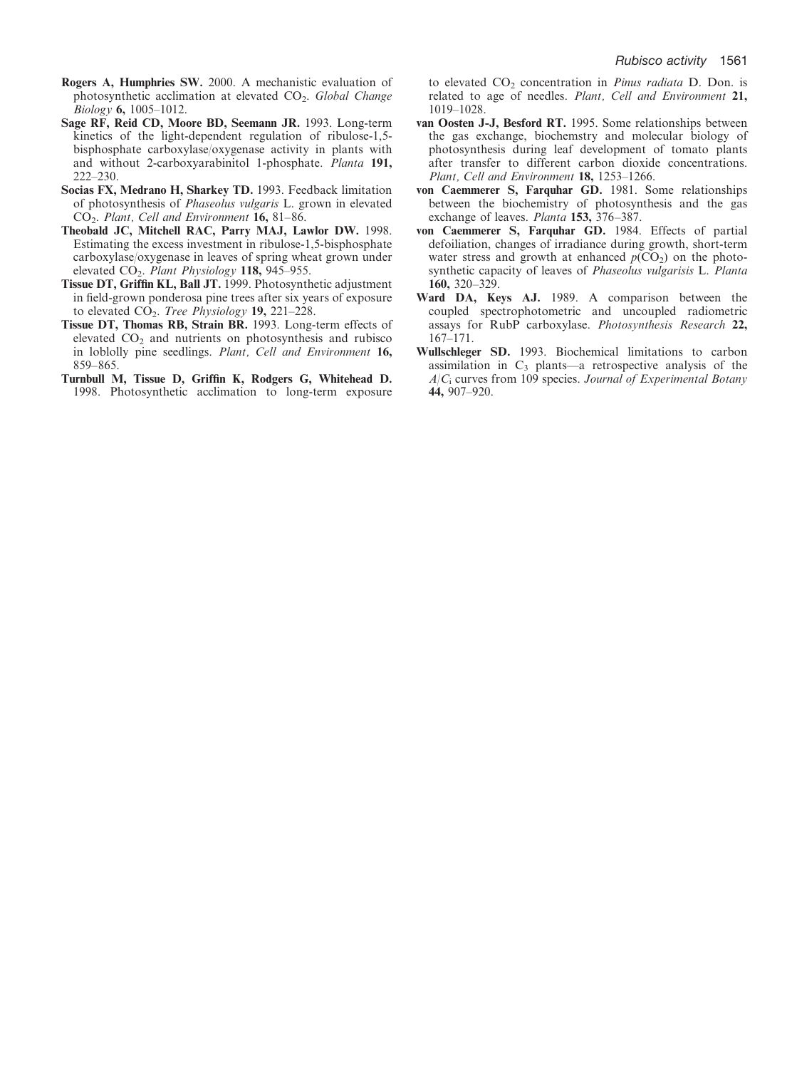**Rogers A, Humphries SW.** 2000. A mechanistic evaluation of photosynthetic acclimation at elevated $CO_2$. *Global Change Biology* **6,** 1005–1012.

**Sage RF, Reid CD, Moore BD, Seemann JR.** 1993. Long-term kinetics of the light-dependent regulation of ribulose-1,5-bisphosphate carboxylase/oxygenase activity in plants with and without 2-carboxyarabinitol 1-phosphate. *Planta* **191,** 222–230.

**Socias FX, Medrano H, Sharkey TD.** 1993. Feedback limitation of photosynthesis of *Phaseolus vulgaris* L. grown in elevated $CO_2$. *Plant, Cell and Environment* **16,** 81–86.

**Theobald JC, Mitchell RAC, Parry MAJ, Lawlor DW.** 1998. Estimating the excess investment in ribulose-1,5-bisphosphate carboxylase/oxygenase in leaves of spring wheat grown under elevated $CO_2$. *Plant Physiology* **118,** 945–955.

**Tissue DT, Griffin KL, Ball JT.** 1999. Photosynthetic adjustment in field-grown ponderosa pine trees after six years of exposure to elevated $CO_2$. *Tree Physiology* **19,** 221–228.

**Tissue DT, Thomas RB, Strain BR.** 1993. Long-term effects of elevated $CO_2$ and nutrients on photosynthesis and rubisco in loblolly pine seedlings. *Plant, Cell and Environment* **16,** 859–865.

**Turnbull M, Tissue D, Griffin K, Rodgers G, Whitehead D.** 1998. Photosynthetic acclimation to long-term exposure to elevated $CO_2$ concentration in *Pinus radiata* D. Don. is related to age of needles. *Plant, Cell and Environment* **21,** 1019–1028.

**van Oosten J-J, Besford RT.** 1995. Some relationships between the gas exchange, biochemstry and molecular biology of photosynthesis during leaf development of tomato plants after transfer to different carbon dioxide concentrations. *Plant, Cell and Environment* **18,** 1253–1266.

**von Caemmerer S, Farquhar GD.** 1981. Some relationships between the biochemistry of photosynthesis and the gas exchange of leaves. *Planta* **153,** 376–387.

**von Caemmerer S, Farquhar GD.** 1984. Effects of partial defoiliation, changes of irradiance during growth, short-term water stress and growth at enhanced $p(CO_2)$ on the photosynthetic capacity of leaves of *Phaseolus vulgarisis* L. *Planta* **160,** 320–329.

**Ward DA, Keys AJ.** 1989. A comparison between the coupled spectrophotometric and uncoupled radiometric assays for RubP carboxylase. *Photosynthesis Research* **22,** 167–171.

**Wullschleger SD.** 1993. Biochemical limitations to carbon assimilation in $C_3$ plants—a retrospective analysis of the $A/C_i$ curves from 109 species. *Journal of Experimental Botany* **44,** 907–920.